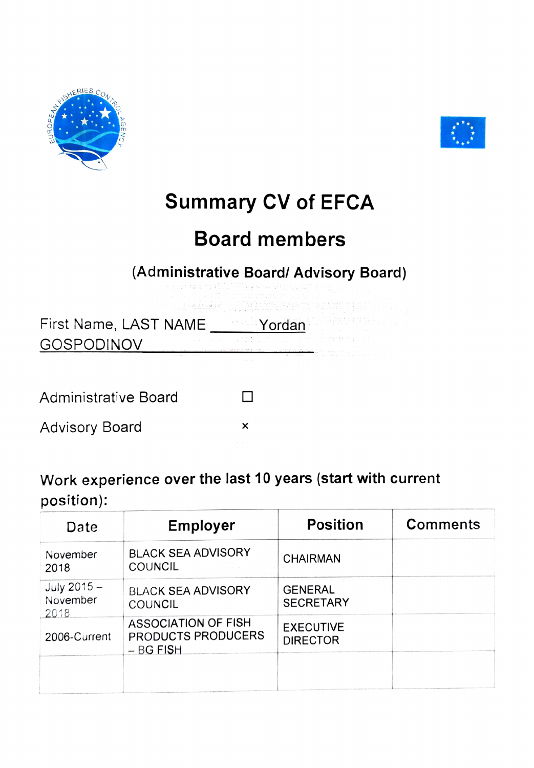# Summary CV of EFCA

# Board members

## (Administrative Board/ Advisory Board)

First Name, LAST NAME \_\_\_\_\_\_Yordan GOSPODINOV\_\_\_\_\_\_\_\_\_\_\_\_\_\_\_\_\_\_\_\_\_\_\_\_\_\_\_\_\_\_

Administrative Board ☐

Advisory Board ×

**Work experience over the last 10 years (start with current position):**

| Date | Employer | Position | Comments |
|---|---|---|---|
| November 2018 | BLACK SEA ADVISORY COUNCIL | CHAIRMAN | |
| July 2015 – November 2018 | BLACK SEA ADVISORY COUNCIL | GENERAL SECRETARY | |
| 2006-Current | ASSOCIATION OF FISH PRODUCTS PRODUCERS – BG FISH | EXECUTIVE DIRECTOR | |
| | | | |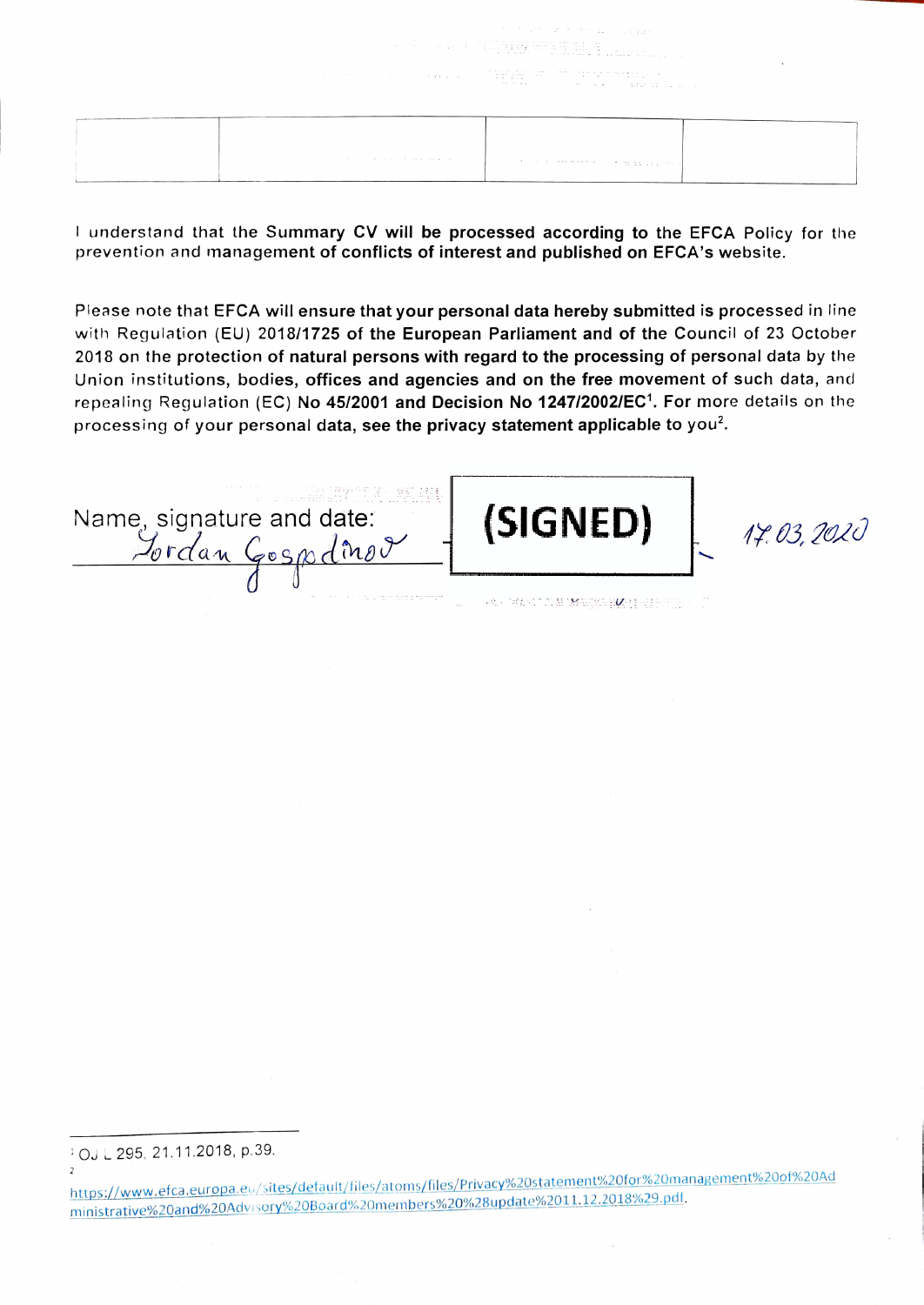| | | | |
|---|---|---|---|
| | | | |

I understand that the Summary CV will be processed according to the EFCA Policy for the prevention and management of conflicts of interest and published on EFCA's website.

Please note that EFCA will ensure that your personal data hereby submitted is processed in line with Regulation (EU) 2018/1725 of the European Parliament and of the Council of 23 October 2018 on the protection of natural persons with regard to the processing of personal data by the Union institutions, bodies, offices and agencies and on the free movement of such data, and repealing Regulation (EC) No 45/2001 and Decision No 1247/2002/EC[1]. For more details on the processing of your personal data, see the privacy statement applicable to you[2].

Name, signature and date: Yordan Gospodinov **(SIGNED)** 17.03.2020

---

[1] OJ L 295, 21.11.2018, p.39.

[2] https://www.efca.europa.eu/sites/default/files/atoms/files/Privacy%20statement%20for%20management%20of%20Administrative%20and%20Advisory%20Board%20members%20%28update%2011.12.2018%29.pdf.